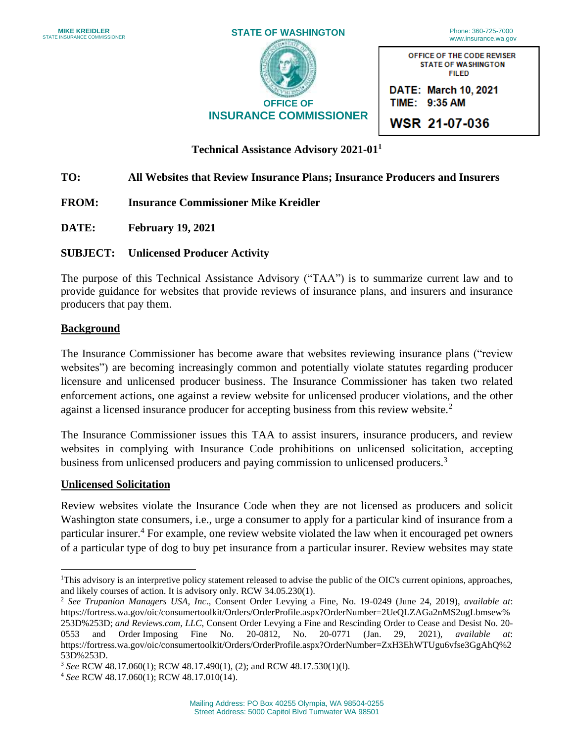MIKE KREIDLER
STATE INSURANCE COMMISSIONER

STATE OF WASHINGTON

Phone: 360-725-7000
www.insurance.wa.gov

OFFICE OF
INSURANCE COMMISSIONER

OFFICE OF THE CODE REVISER
STATE OF WASHINGTON
FILED

DATE: March 10, 2021
TIME: 9:35 AM

WSR 21-07-036

**Technical Assistance Advisory 2021-01**[1]

**TO:** **All Websites that Review Insurance Plans; Insurance Producers and Insurers**

**FROM:** **Insurance Commissioner Mike Kreidler**

**DATE:** **February 19, 2021**

**SUBJECT:** **Unlicensed Producer Activity**

The purpose of this Technical Assistance Advisory ("TAA") is to summarize current law and to provide guidance for websites that provide reviews of insurance plans, and insurers and insurance producers that pay them.

## Background

The Insurance Commissioner has become aware that websites reviewing insurance plans ("review websites") are becoming increasingly common and potentially violate statutes regarding producer licensure and unlicensed producer business. The Insurance Commissioner has taken two related enforcement actions, one against a review website for unlicensed producer violations, and the other against a licensed insurance producer for accepting business from this review website.[2]

The Insurance Commissioner issues this TAA to assist insurers, insurance producers, and review websites in complying with Insurance Code prohibitions on unlicensed solicitation, accepting business from unlicensed producers and paying commission to unlicensed producers.[3]

## Unlicensed Solicitation

Review websites violate the Insurance Code when they are not licensed as producers and solicit Washington state consumers, i.e., urge a consumer to apply for a particular kind of insurance from a particular insurer.[4] For example, one review website violated the law when it encouraged pet owners of a particular type of dog to buy pet insurance from a particular insurer. Review websites may state

---

[1] This advisory is an interpretive policy statement released to advise the public of the OIC's current opinions, approaches, and likely courses of action. It is advisory only. RCW 34.05.230(1).

[2] *See Trupanion Managers USA, Inc*., Consent Order Levying a Fine, No. 19-0249 (June 24, 2019), *available at*: https://fortress.wa.gov/oic/consumertoolkit/Orders/OrderProfile.aspx?OrderNumber=2UeQLZAGa2nMS2ugLbmsew%253D%253D; *and Reviews.com, LLC*, Consent Order Levying a Fine and Rescinding Order to Cease and Desist No. 20-0553 and Order Imposing Fine No. 20-0812, No. 20-0771 (Jan. 29, 2021), *available at*: https://fortress.wa.gov/oic/consumertoolkit/Orders/OrderProfile.aspx?OrderNumber=ZxH3EhWTUgu6vfse3GgAhQ%253D%253D.

[3] *See* RCW 48.17.060(1); RCW 48.17.490(1), (2); and RCW 48.17.530(1)(l).

[4] *See* RCW 48.17.060(1); RCW 48.17.010(14).

Mailing Address: PO Box 40255 Olympia, WA 98504-0255
Street Address: 5000 Capitol Blvd Tumwater WA 98501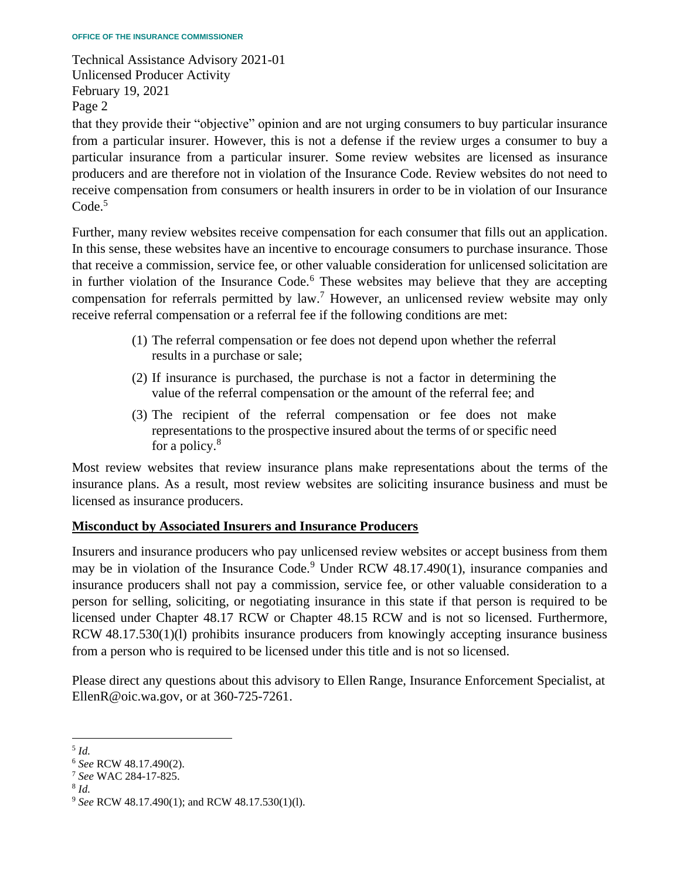that they provide their "objective" opinion and are not urging consumers to buy particular insurance from a particular insurer. However, this is not a defense if the review urges a consumer to buy a particular insurance from a particular insurer. Some review websites are licensed as insurance producers and are therefore not in violation of the Insurance Code. Review websites do not need to receive compensation from consumers or health insurers in order to be in violation of our Insurance Code.[5]

Further, many review websites receive compensation for each consumer that fills out an application. In this sense, these websites have an incentive to encourage consumers to purchase insurance. Those that receive a commission, service fee, or other valuable consideration for unlicensed solicitation are in further violation of the Insurance Code.[6] These websites may believe that they are accepting compensation for referrals permitted by law.[7] However, an unlicensed review website may only receive referral compensation or a referral fee if the following conditions are met:

(1) The referral compensation or fee does not depend upon whether the referral results in a purchase or sale;

(2) If insurance is purchased, the purchase is not a factor in determining the value of the referral compensation or the amount of the referral fee; and

(3) The recipient of the referral compensation or fee does not make representations to the prospective insured about the terms of or specific need for a policy.[8]

Most review websites that review insurance plans make representations about the terms of the insurance plans. As a result, most review websites are soliciting insurance business and must be licensed as insurance producers.

## Misconduct by Associated Insurers and Insurance Producers

Insurers and insurance producers who pay unlicensed review websites or accept business from them may be in violation of the Insurance Code.[9] Under RCW 48.17.490(1), insurance companies and insurance producers shall not pay a commission, service fee, or other valuable consideration to a person for selling, soliciting, or negotiating insurance in this state if that person is required to be licensed under Chapter 48.17 RCW or Chapter 48.15 RCW and is not so licensed. Furthermore, RCW 48.17.530(1)(l) prohibits insurance producers from knowingly accepting insurance business from a person who is required to be licensed under this title and is not so licensed.

Please direct any questions about this advisory to Ellen Range, Insurance Enforcement Specialist, at EllenR@oic.wa.gov, or at 360-725-7261.

---

[5] *Id.*

[6] *See* RCW 48.17.490(2).

[7] *See* WAC 284-17-825.

[8] *Id.*

[9] *See* RCW 48.17.490(1); and RCW 48.17.530(1)(l).